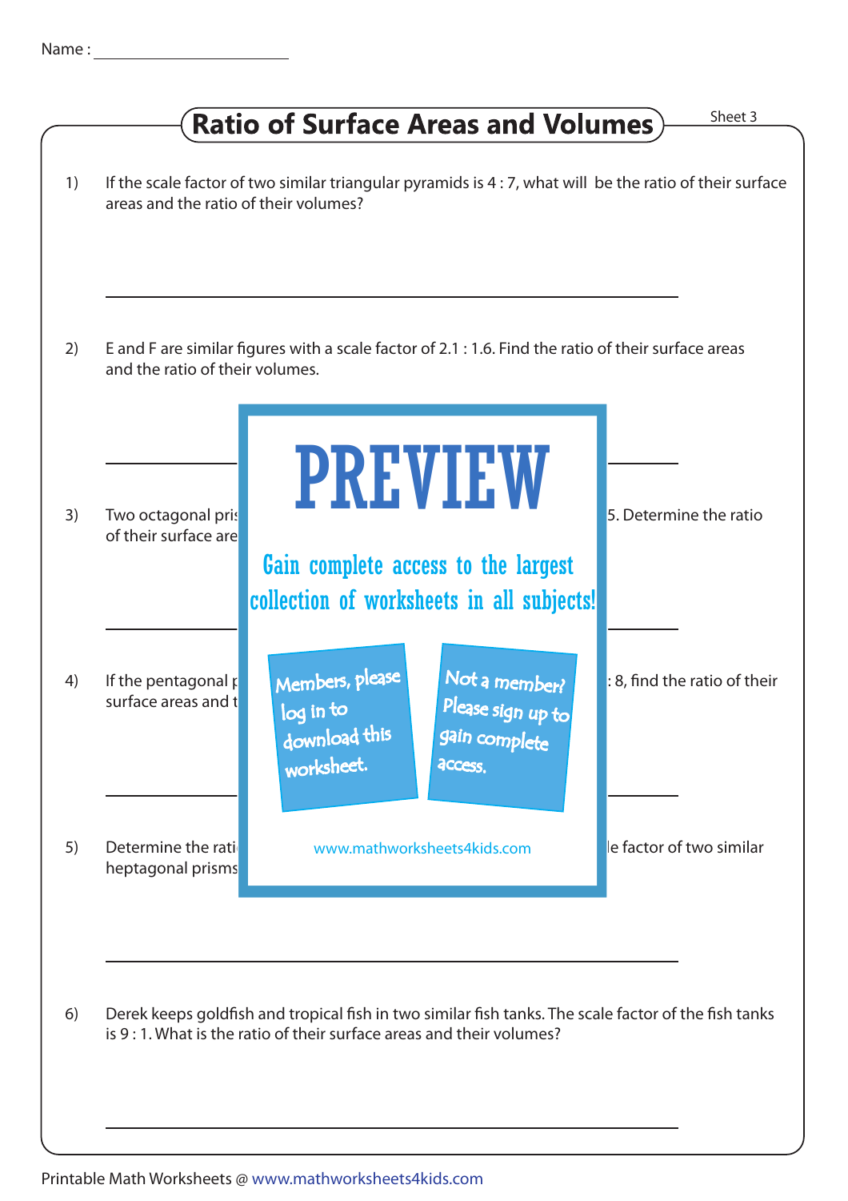Name : ______________________

# Ratio of Surface Areas and Volumes

Sheet 3

1) If the scale factor of two similar triangular pyramids is 4 : 7, what will be the ratio of their surface areas and the ratio of their volumes?

______________________________________________

2) E and F are similar figures with a scale factor of 2.1 : 1.6. Find the ratio of their surface areas and the ratio of their volumes.

______________________________________________

3) Two octagonal pris 5. Determine the ratio of their surface are

______________________________________________

4) If the pentagonal p : 8, find the ratio of their surface areas and t

______________________________________________

5) Determine the rati le factor of two similar heptagonal prisms

______________________________________________

6) Derek keeps goldfish and tropical fish in two similar fish tanks. The scale factor of the fish tanks is 9 : 1. What is the ratio of their surface areas and their volumes?

______________________________________________

PREVIEW

Gain complete access to the largest collection of worksheets in all subjects!

Members, please log in to download this worksheet.

Not a member? Please sign up to gain complete access.

www.mathworksheets4kids.com

Printable Math Worksheets @ www.mathworksheets4kids.com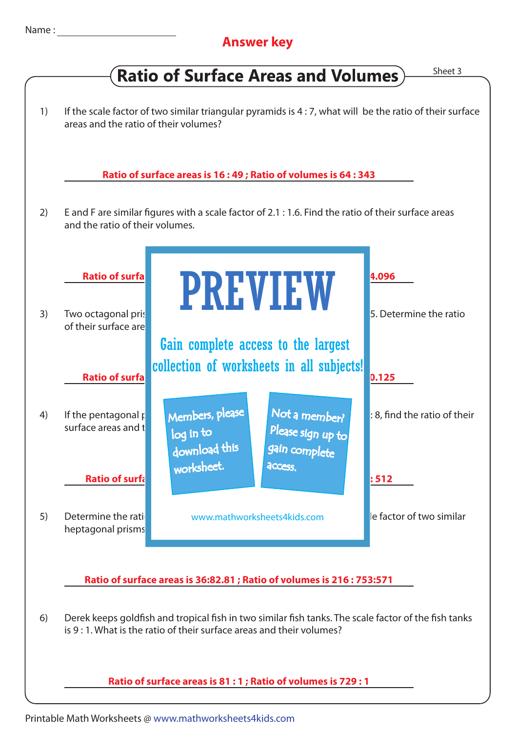Name : ____________________

**Answer key**

# Ratio of Surface Areas and Volumes

Sheet 3

1) If the scale factor of two similar triangular pyramids is 4 : 7, what will be the ratio of their surface areas and the ratio of their volumes?

**Ratio of surface areas is 16 : 49 ; Ratio of volumes is 64 : 343**

2) E and F are similar figures with a scale factor of 2.1 : 1.6. Find the ratio of their surface areas and the ratio of their volumes.

**Ratio of surfa 4.096**

3) Two octagonal pris 5. Determine the ratio of their surface are

**Ratio of surfa 0.125**

4) If the pentagonal p : 8, find the ratio of their surface areas and t

**Ratio of surfa : 512**

PREVIEW

Gain complete access to the largest collection of worksheets in all subjects!

Members, please log in to download this worksheet.

Not a member? Please sign up to gain complete access.

www.mathworksheets4kids.com

5) Determine the rati le factor of two similar heptagonal prisms

**Ratio of surface areas is 36:82.81 ; Ratio of volumes is 216 : 753:571**

6) Derek keeps goldfish and tropical fish in two similar fish tanks. The scale factor of the fish tanks is 9 : 1. What is the ratio of their surface areas and their volumes?

**Ratio of surface areas is 81 : 1 ; Ratio of volumes is 729 : 1**

Printable Math Worksheets @ www.mathworksheets4kids.com